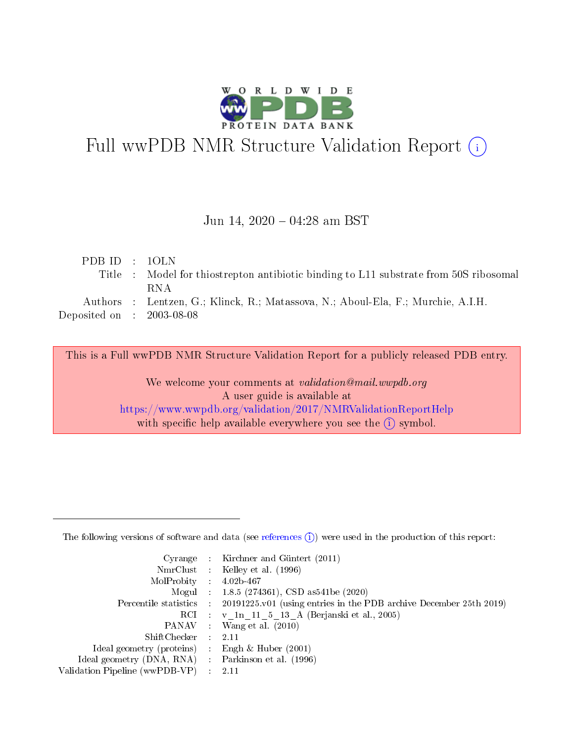# Full wwPDB NMR Structure Validation Report (i)

Jun 14, 2020 – 04:28 am BST

| | | |
|---|---|---|
| PDB ID | : | 1OLN |
| Title | : | Model for thiostrepton antibiotic binding to L11 substrate from 50S ribosomal RNA |
| Authors | : | Lentzen, G.; Klinck, R.; Matassova, N.; Aboul-Ela, F.; Murchie, A.I.H. |
| Deposited on | : | 2003-08-08 |

This is a Full wwPDB NMR Structure Validation Report for a publicly released PDB entry.

We welcome your comments at *validation@mail.wwpdb.org*
A user guide is available at
https://www.wwpdb.org/validation/2017/NMRValidationReportHelp
with specific help available everywhere you see the (i) symbol.

The following versions of software and data (see references (i)) were used in the production of this report:

| | | |
|---|---|---|
| Cyrange | : | Kirchner and Güntert (2011) |
| NmrClust | : | Kelley et al. (1996) |
| MolProbity | : | 4.02b-467 |
| Mogul | : | 1.8.5 (274361), CSD as541be (2020) |
| Percentile statistics | : | 20191225.v01 (using entries in the PDB archive December 25th 2019) |
| RCI | : | v_1n_11_5_13_A (Berjanski et al., 2005) |
| PANAV | : | Wang et al. (2010) |
| ShiftChecker | : | 2.11 |
| Ideal geometry (proteins) | : | Engh & Huber (2001) |
| Ideal geometry (DNA, RNA) | : | Parkinson et al. (1996) |
| Validation Pipeline (wwPDB-VP) | : | 2.11 |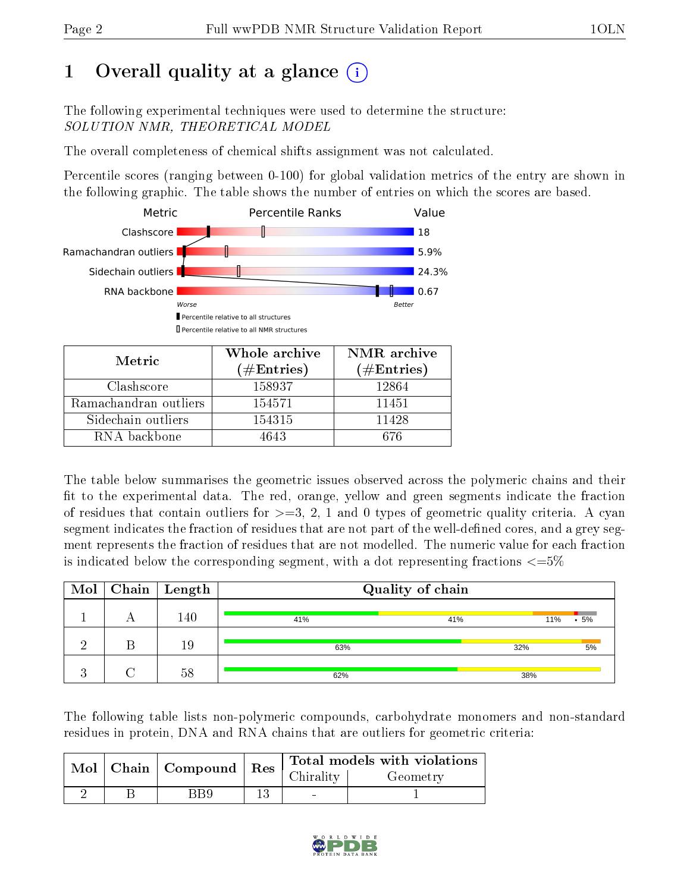# 1 Overall quality at a glance (i)

The following experimental techniques were used to determine the structure:
*SOLUTION NMR, THEORETICAL MODEL*

The overall completeness of chemical shifts assignment was not calculated.

Percentile scores (ranging between 0-100) for global validation metrics of the entry are shown in the following graphic. The table shows the number of entries on which the scores are based.

| Metric | Value |
|---|---|
| Clashscore | 18 |
| Ramachandran outliers | 5.9% |
| Sidechain outliers | 24.3% |
| RNA backbone | 0.67 |

Worse — Better

▮ Percentile relative to all structures
▯ Percentile relative to all NMR structures

| Metric | Whole archive (#Entries) | NMR archive (#Entries) |
|---|---|---|
| Clashscore | 158937 | 12864 |
| Ramachandran outliers | 154571 | 11451 |
| Sidechain outliers | 154315 | 11428 |
| RNA backbone | 4643 | 676 |

The table below summarises the geometric issues observed across the polymeric chains and their fit to the experimental data. The red, orange, yellow and green segments indicate the fraction of residues that contain outliers for >=3, 2, 1 and 0 types of geometric quality criteria. A cyan segment indicates the fraction of residues that are not part of the well-defined cores, and a grey segment represents the fraction of residues that are not modelled. The numeric value for each fraction is indicated below the corresponding segment, with a dot representing fractions <=5%

| Mol | Chain | Length | Quality of chain |
|---|---|---|---|
| 1 | A | 140 | 41% · 41% · 11% · • · 5% |
| 2 | B | 19 | 63% · 32% · 5% |
| 3 | C | 58 | 62% · 38% |

The following table lists non-polymeric compounds, carbohydrate monomers and non-standard residues in protein, DNA and RNA chains that are outliers for geometric criteria:

| Mol | Chain | Compound | Res | Total models with violations | |
|---|---|---|---|---|---|
| | | | | Chirality | Geometry |
| 2 | B | BB9 | 13 | - | 1 |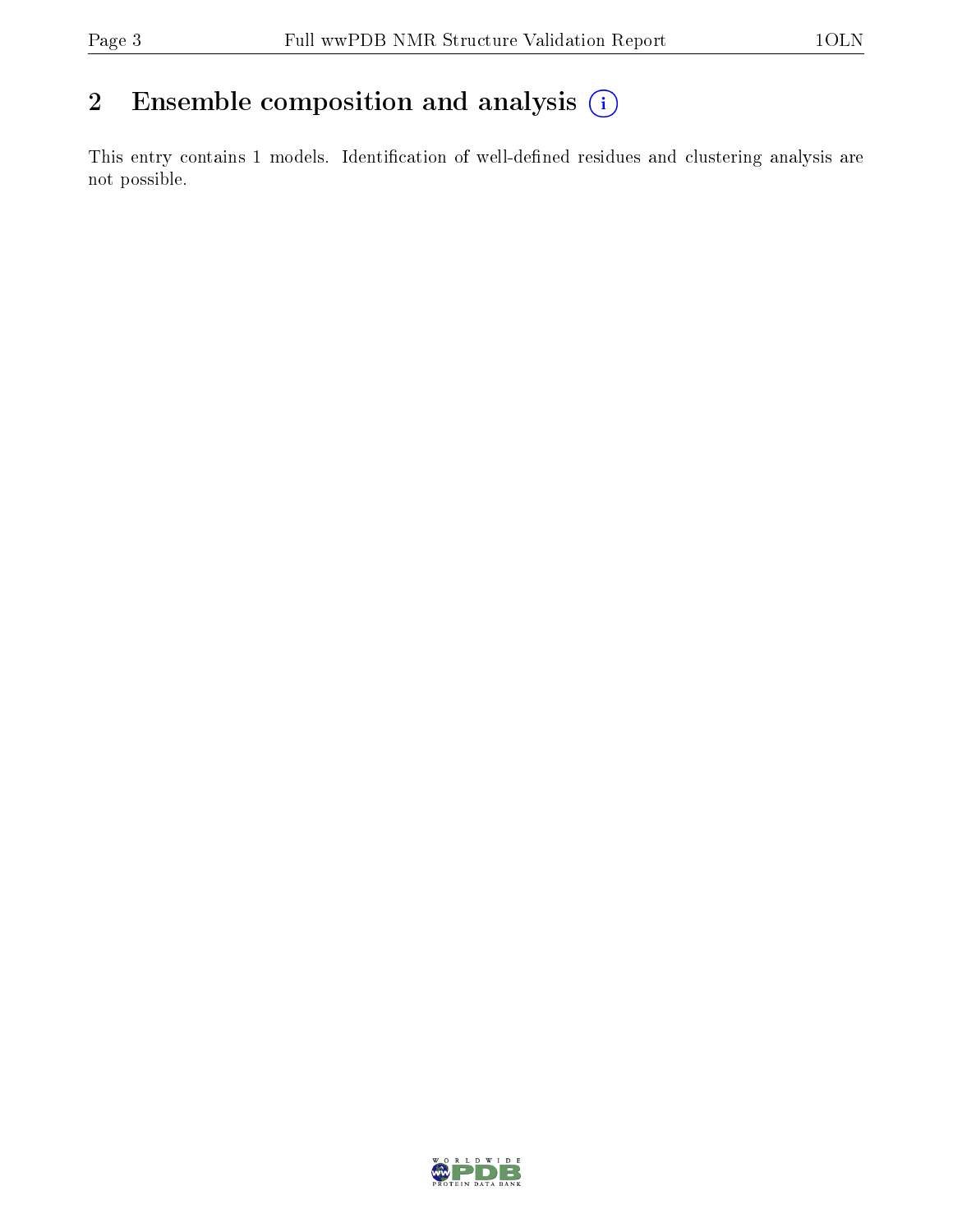## 2 Ensemble composition and analysis

This entry contains 1 models. Identification of well-defined residues and clustering analysis are not possible.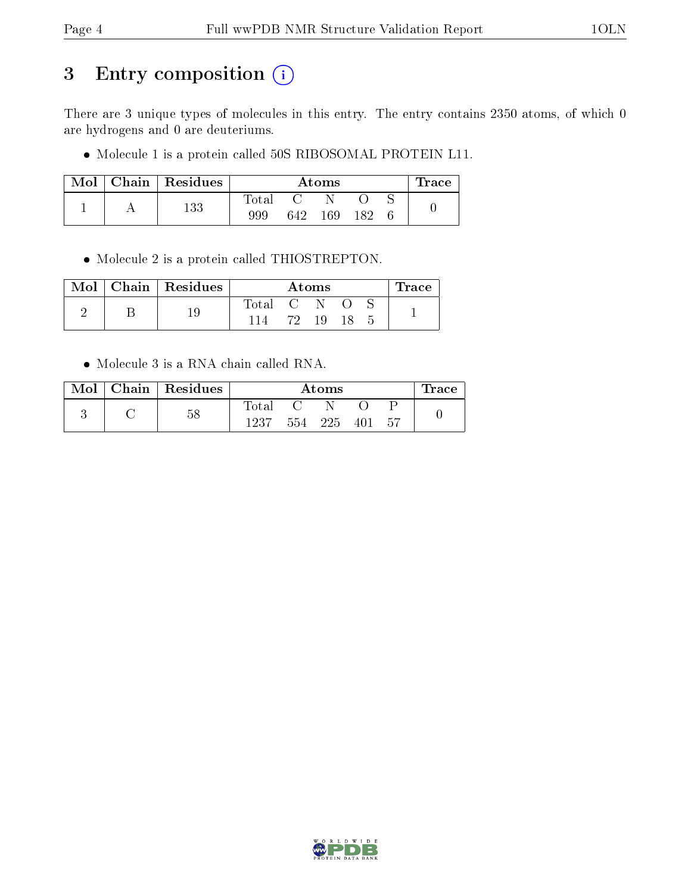# 3 Entry composition (i)

There are 3 unique types of molecules in this entry. The entry contains 2350 atoms, of which 0 are hydrogens and 0 are deuteriums.

- Molecule 1 is a protein called 50S RIBOSOMAL PROTEIN L11.

| Mol | Chain | Residues | Atoms | | | | | Trace |
|---|---|---|---|---|---|---|---|---|
| | | | Total | C | N | O | S | |
| 1 | A | 133 | 999 | 642 | 169 | 182 | 6 | 0 |

- Molecule 2 is a protein called THIOSTREPTON.

| Mol | Chain | Residues | Atoms | | | | | Trace |
|---|---|---|---|---|---|---|---|---|
| | | | Total | C | N | O | S | |
| 2 | B | 19 | 114 | 72 | 19 | 18 | 5 | 1 |

- Molecule 3 is a RNA chain called RNA.

| Mol | Chain | Residues | Atoms | | | | | Trace |
|---|---|---|---|---|---|---|---|---|
| | | | Total | C | N | O | P | |
| 3 | C | 58 | 1237 | 554 | 225 | 401 | 57 | 0 |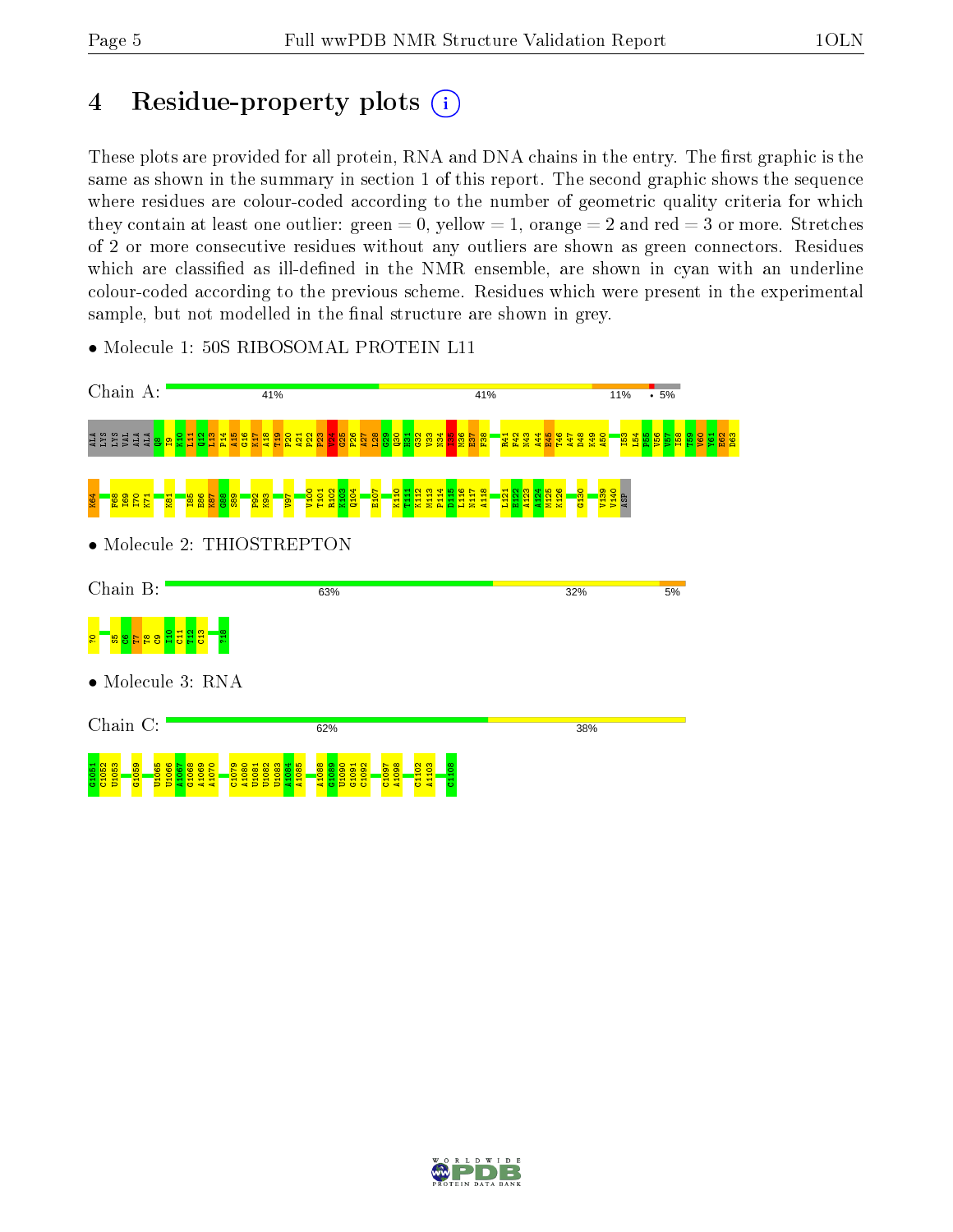# 4 Residue-property plots

These plots are provided for all protein, RNA and DNA chains in the entry. The first graphic is the same as shown in the summary in section 1 of this report. The second graphic shows the sequence where residues are colour-coded according to the number of geometric quality criteria for which they contain at least one outlier: green = 0, yellow = 1, orange = 2 and red = 3 or more. Stretches of 2 or more consecutive residues without any outliers are shown as green connectors. Residues which are classified as ill-defined in the NMR ensemble, are shown in cyan with an underline colour-coded according to the previous scheme. Residues which were present in the experimental sample, but not modelled in the final structure are shown in grey.

- Molecule 1: 50S RIBOSOMAL PROTEIN L11

Chain A: 41% | 41% | 11% | • | 5%

ALA LYS LYS VAL ALA ALA Q8 I9 K10 L11 Q12 L13 P14 A15 G16 K17 A18 T19 P20 A21 P22 P23 V24 G25 P26 A27 L28 G29 Q30 H31 G32 V33 N34 I35 M36 E37 F38 R41 F42 N43 A44 E45 T46 A47 D48 K49 A50 I53 L54 P55 V56 V57 I58 T59 V60 Y61 E62 D63 K64 F68 I69 I70 K71 K81 I85 E86 K87 G88 S89 P92 K93 V97 V100 T101 R102 K103 Q104 E107 K110 T111 K112 M113 P114 D115 L116 N117 A118 L121 E122 A123 A124 M125 K126 G130 V139 V140 ASP

- Molecule 2: THIOSTREPTON

Chain B: 63% | 32% | 5%

?0 S5 C6 T7 T8 C9 I10 C11 T12 C13 ?18

- Molecule 3: RNA

Chain C: 62% | 38%

G1051 C1052 U1053 G1059 U1065 U1066 A1067 G1068 A1069 A1070 C1079 A1080 U1081 U1082 U1083 A1084 A1085 A1088 G1089 U1090 G1091 C1092 C1097 A1098 C1102 A1103 C1108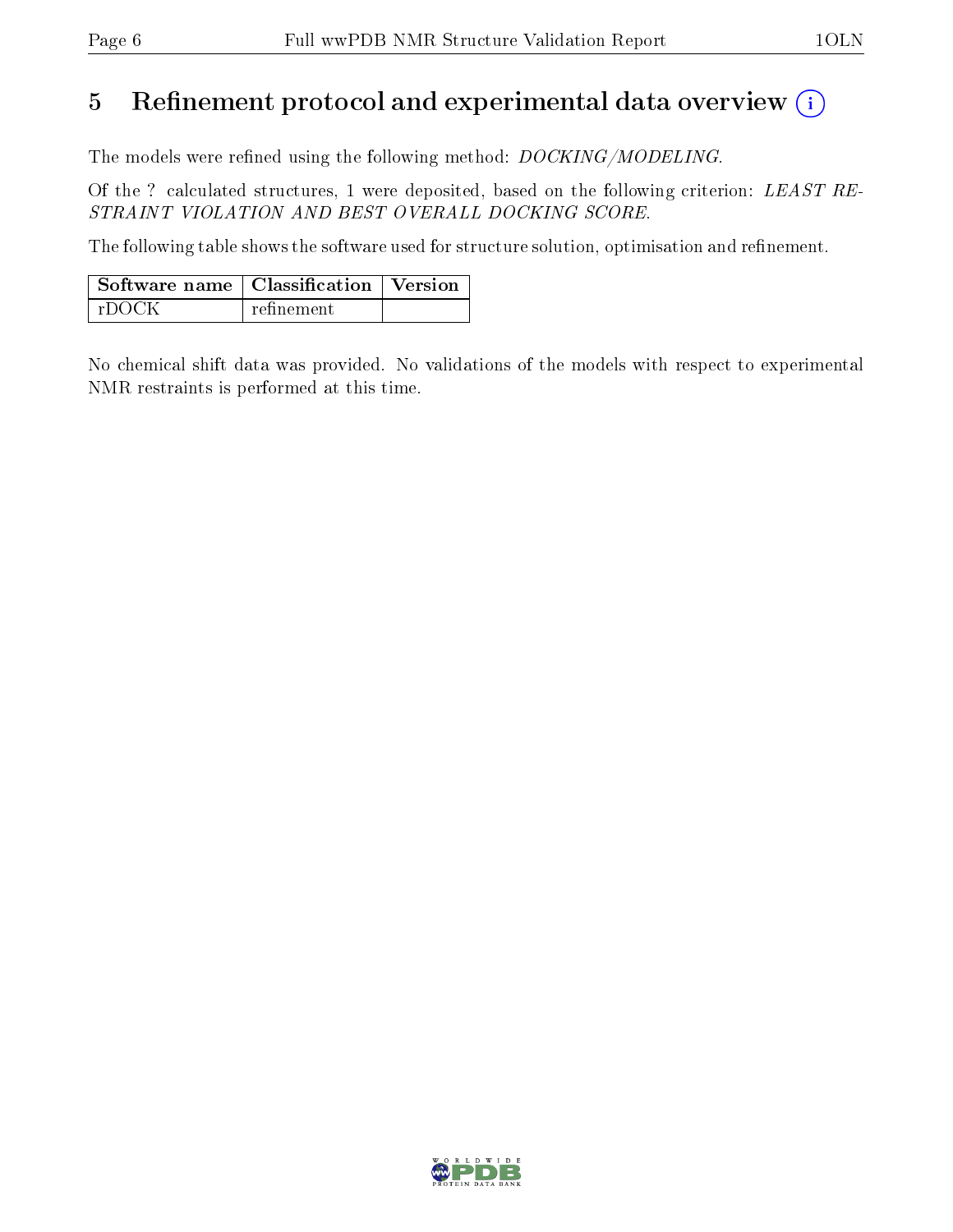# 5 Refinement protocol and experimental data overview (i)

The models were refined using the following method: *DOCKING/MODELING*.

Of the ? calculated structures, 1 were deposited, based on the following criterion: *LEAST RESTRAINT VIOLATION AND BEST OVERALL DOCKING SCORE*.

The following table shows the software used for structure solution, optimisation and refinement.

| Software name | Classification | Version |
| --- | --- | --- |
| rDOCK | refinement | |

No chemical shift data was provided. No validations of the models with respect to experimental NMR restraints is performed at this time.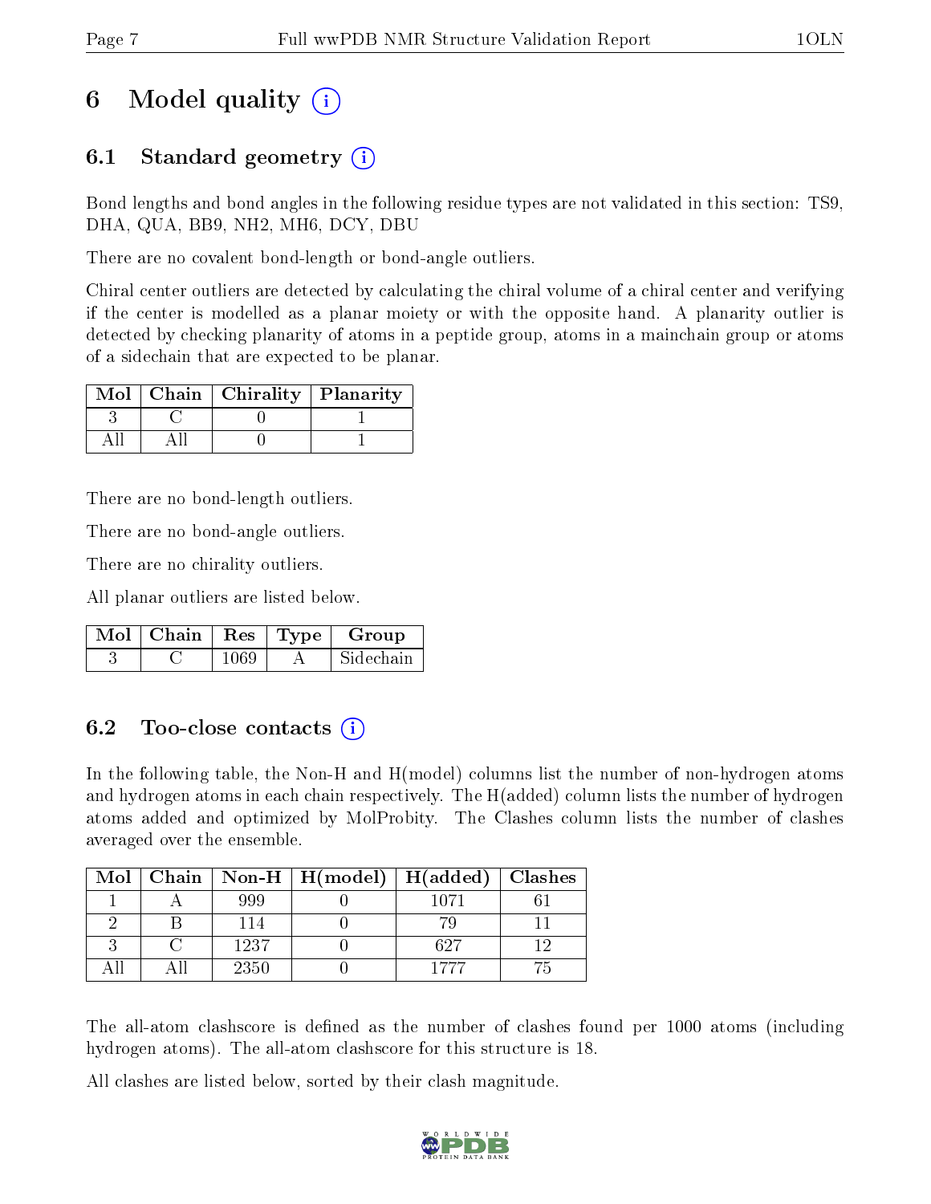# 6 Model quality (i)

## 6.1 Standard geometry (i)

Bond lengths and bond angles in the following residue types are not validated in this section: TS9, DHA, QUA, BB9, NH2, MH6, DCY, DBU

There are no covalent bond-length or bond-angle outliers.

Chiral center outliers are detected by calculating the chiral volume of a chiral center and verifying if the center is modelled as a planar moiety or with the opposite hand. A planarity outlier is detected by checking planarity of atoms in a peptide group, atoms in a mainchain group or atoms of a sidechain that are expected to be planar.

| Mol | Chain | Chirality | Planarity |
|---|---|---|---|
| 3 | C | 0 | 1 |
| All | All | 0 | 1 |

There are no bond-length outliers.

There are no bond-angle outliers.

There are no chirality outliers.

All planar outliers are listed below.

| Mol | Chain | Res | Type | Group |
|---|---|---|---|---|
| 3 | C | 1069 | A | Sidechain |

## 6.2 Too-close contacts (i)

In the following table, the Non-H and H(model) columns list the number of non-hydrogen atoms and hydrogen atoms in each chain respectively. The H(added) column lists the number of hydrogen atoms added and optimized by MolProbity. The Clashes column lists the number of clashes averaged over the ensemble.

| Mol | Chain | Non-H | H(model) | H(added) | Clashes |
|---|---|---|---|---|---|
| 1 | A | 999 | 0 | 1071 | 61 |
| 2 | B | 114 | 0 | 79 | 11 |
| 3 | C | 1237 | 0 | 627 | 12 |
| All | All | 2350 | 0 | 1777 | 75 |

The all-atom clashscore is defined as the number of clashes found per 1000 atoms (including hydrogen atoms). The all-atom clashscore for this structure is 18.

All clashes are listed below, sorted by their clash magnitude.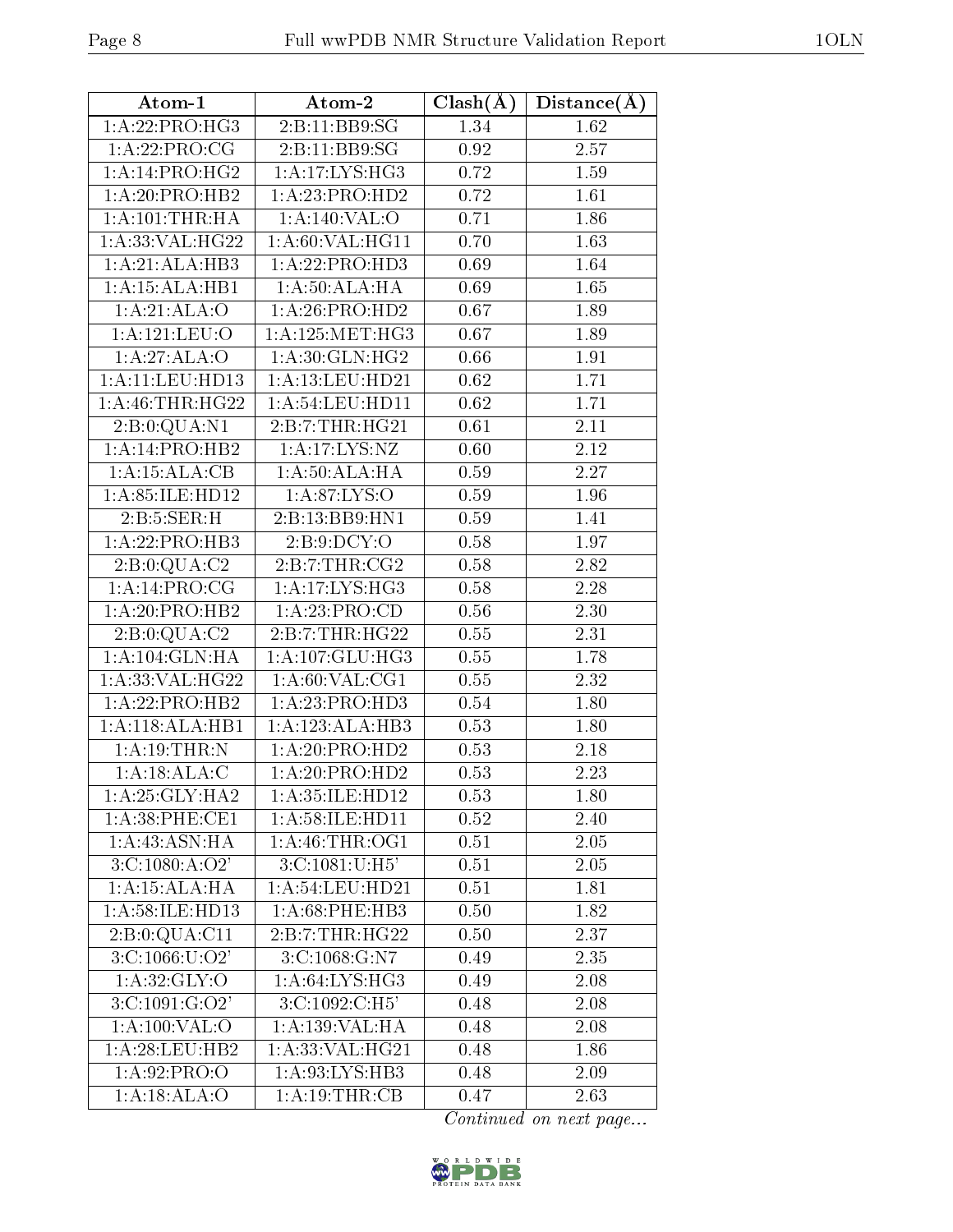| Atom-1 | Atom-2 | Clash(Å) | Distance(Å) |
|---|---|---|---|
| 1:A:22:PRO:HG3 | 2:B:11:BB9:SG | 1.34 | 1.62 |
| 1:A:22:PRO:CG | 2:B:11:BB9:SG | 0.92 | 2.57 |
| 1:A:14:PRO:HG2 | 1:A:17:LYS:HG3 | 0.72 | 1.59 |
| 1:A:20:PRO:HB2 | 1:A:23:PRO:HD2 | 0.72 | 1.61 |
| 1:A:101:THR:HA | 1:A:140:VAL:O | 0.71 | 1.86 |
| 1:A:33:VAL:HG22 | 1:A:60:VAL:HG11 | 0.70 | 1.63 |
| 1:A:21:ALA:HB3 | 1:A:22:PRO:HD3 | 0.69 | 1.64 |
| 1:A:15:ALA:HB1 | 1:A:50:ALA:HA | 0.69 | 1.65 |
| 1:A:21:ALA:O | 1:A:26:PRO:HD2 | 0.67 | 1.89 |
| 1:A:121:LEU:O | 1:A:125:MET:HG3 | 0.67 | 1.89 |
| 1:A:27:ALA:O | 1:A:30:GLN:HG2 | 0.66 | 1.91 |
| 1:A:11:LEU:HD13 | 1:A:13:LEU:HD21 | 0.62 | 1.71 |
| 1:A:46:THR:HG22 | 1:A:54:LEU:HD11 | 0.62 | 1.71 |
| 2:B:0:QUA:N1 | 2:B:7:THR:HG21 | 0.61 | 2.11 |
| 1:A:14:PRO:HB2 | 1:A:17:LYS:NZ | 0.60 | 2.12 |
| 1:A:15:ALA:CB | 1:A:50:ALA:HA | 0.59 | 2.27 |
| 1:A:85:ILE:HD12 | 1:A:87:LYS:O | 0.59 | 1.96 |
| 2:B:5:SER:H | 2:B:13:BB9:HN1 | 0.59 | 1.41 |
| 1:A:22:PRO:HB3 | 2:B:9:DCY:O | 0.58 | 1.97 |
| 2:B:0:QUA:C2 | 2:B:7:THR:CG2 | 0.58 | 2.82 |
| 1:A:14:PRO:CG | 1:A:17:LYS:HG3 | 0.58 | 2.28 |
| 1:A:20:PRO:HB2 | 1:A:23:PRO:CD | 0.56 | 2.30 |
| 2:B:0:QUA:C2 | 2:B:7:THR:HG22 | 0.55 | 2.31 |
| 1:A:104:GLN:HA | 1:A:107:GLU:HG3 | 0.55 | 1.78 |
| 1:A:33:VAL:HG22 | 1:A:60:VAL:CG1 | 0.55 | 2.32 |
| 1:A:22:PRO:HB2 | 1:A:23:PRO:HD3 | 0.54 | 1.80 |
| 1:A:118:ALA:HB1 | 1:A:123:ALA:HB3 | 0.53 | 1.80 |
| 1:A:19:THR:N | 1:A:20:PRO:HD2 | 0.53 | 2.18 |
| 1:A:18:ALA:C | 1:A:20:PRO:HD2 | 0.53 | 2.23 |
| 1:A:25:GLY:HA2 | 1:A:35:ILE:HD12 | 0.53 | 1.80 |
| 1:A:38:PHE:CE1 | 1:A:58:ILE:HD11 | 0.52 | 2.40 |
| 1:A:43:ASN:HA | 1:A:46:THR:OG1 | 0.51 | 2.05 |
| 3:C:1080:A:O2' | 3:C:1081:U:H5' | 0.51 | 2.05 |
| 1:A:15:ALA:HA | 1:A:54:LEU:HD21 | 0.51 | 1.81 |
| 1:A:58:ILE:HD13 | 1:A:68:PHE:HB3 | 0.50 | 1.82 |
| 2:B:0:QUA:C11 | 2:B:7:THR:HG22 | 0.50 | 2.37 |
| 3:C:1066:U:O2' | 3:C:1068:G:N7 | 0.49 | 2.35 |
| 1:A:32:GLY:O | 1:A:64:LYS:HG3 | 0.49 | 2.08 |
| 3:C:1091:G:O2' | 3:C:1092:C:H5' | 0.48 | 2.08 |
| 1:A:100:VAL:O | 1:A:139:VAL:HA | 0.48 | 2.08 |
| 1:A:28:LEU:HB2 | 1:A:33:VAL:HG21 | 0.48 | 1.86 |
| 1:A:92:PRO:O | 1:A:93:LYS:HB3 | 0.48 | 2.09 |
| 1:A:18:ALA:O | 1:A:19:THR:CB | 0.47 | 2.63 |

*Continued on next page...*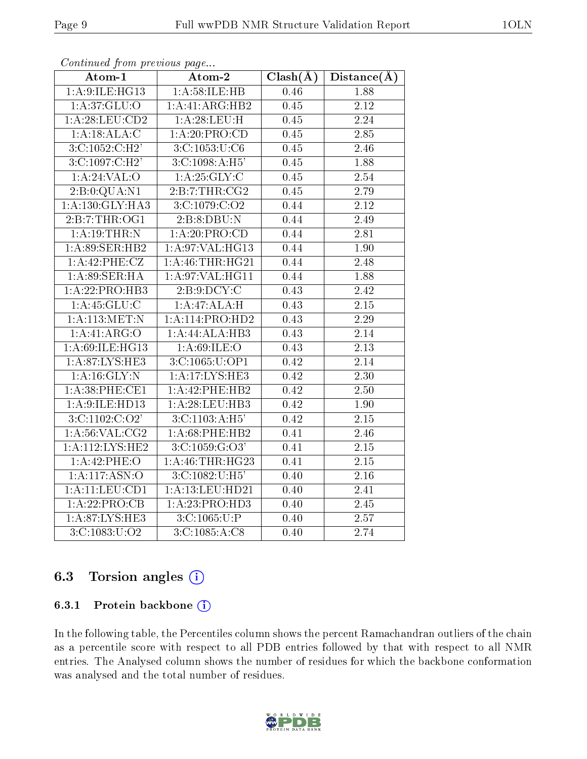*Continued from previous page...*

| Atom-1 | Atom-2 | Clash(Å) | Distance(Å) |
|---|---|---|---|
| 1:A:9:ILE:HG13 | 1:A:58:ILE:HB | 0.46 | 1.88 |
| 1:A:37:GLU:O | 1:A:41:ARG:HB2 | 0.45 | 2.12 |
| 1:A:28:LEU:CD2 | 1:A:28:LEU:H | 0.45 | 2.24 |
| 1:A:18:ALA:C | 1:A:20:PRO:CD | 0.45 | 2.85 |
| 3:C:1052:C:H2' | 3:C:1053:U:C6 | 0.45 | 2.46 |
| 3:C:1097:C:H2' | 3:C:1098:A:H5' | 0.45 | 1.88 |
| 1:A:24:VAL:O | 1:A:25:GLY:C | 0.45 | 2.54 |
| 2:B:0:QUA:N1 | 2:B:7:THR:CG2 | 0.45 | 2.79 |
| 1:A:130:GLY:HA3 | 3:C:1079:C:O2 | 0.44 | 2.12 |
| 2:B:7:THR:OG1 | 2:B:8:DBU:N | 0.44 | 2.49 |
| 1:A:19:THR:N | 1:A:20:PRO:CD | 0.44 | 2.81 |
| 1:A:89:SER:HB2 | 1:A:97:VAL:HG13 | 0.44 | 1.90 |
| 1:A:42:PHE:CZ | 1:A:46:THR:HG21 | 0.44 | 2.48 |
| 1:A:89:SER:HA | 1:A:97:VAL:HG11 | 0.44 | 1.88 |
| 1:A:22:PRO:HB3 | 2:B:9:DCY:C | 0.43 | 2.42 |
| 1:A:45:GLU:C | 1:A:47:ALA:H | 0.43 | 2.15 |
| 1:A:113:MET:N | 1:A:114:PRO:HD2 | 0.43 | 2.29 |
| 1:A:41:ARG:O | 1:A:44:ALA:HB3 | 0.43 | 2.14 |
| 1:A:69:ILE:HG13 | 1:A:69:ILE:O | 0.43 | 2.13 |
| 1:A:87:LYS:HE3 | 3:C:1065:U:OP1 | 0.42 | 2.14 |
| 1:A:16:GLY:N | 1:A:17:LYS:HE3 | 0.42 | 2.30 |
| 1:A:38:PHE:CE1 | 1:A:42:PHE:HB2 | 0.42 | 2.50 |
| 1:A:9:ILE:HD13 | 1:A:28:LEU:HB3 | 0.42 | 1.90 |
| 3:C:1102:C:O2' | 3:C:1103:A:H5' | 0.42 | 2.15 |
| 1:A:56:VAL:CG2 | 1:A:68:PHE:HB2 | 0.41 | 2.46 |
| 1:A:112:LYS:HE2 | 3:C:1059:G:O3' | 0.41 | 2.15 |
| 1:A:42:PHE:O | 1:A:46:THR:HG23 | 0.41 | 2.15 |
| 1:A:117:ASN:O | 3:C:1082:U:H5' | 0.40 | 2.16 |
| 1:A:11:LEU:CD1 | 1:A:13:LEU:HD21 | 0.40 | 2.41 |
| 1:A:22:PRO:CB | 1:A:23:PRO:HD3 | 0.40 | 2.45 |
| 1:A:87:LYS:HE3 | 3:C:1065:U:P | 0.40 | 2.57 |
| 3:C:1083:U:O2 | 3:C:1085:A:C8 | 0.40 | 2.74 |

### 6.3 Torsion angles (i)

#### 6.3.1 Protein backbone (i)

In the following table, the Percentiles column shows the percent Ramachandran outliers of the chain as a percentile score with respect to all PDB entries followed by that with respect to all NMR entries. The Analysed column shows the number of residues for which the backbone conformation was analysed and the total number of residues.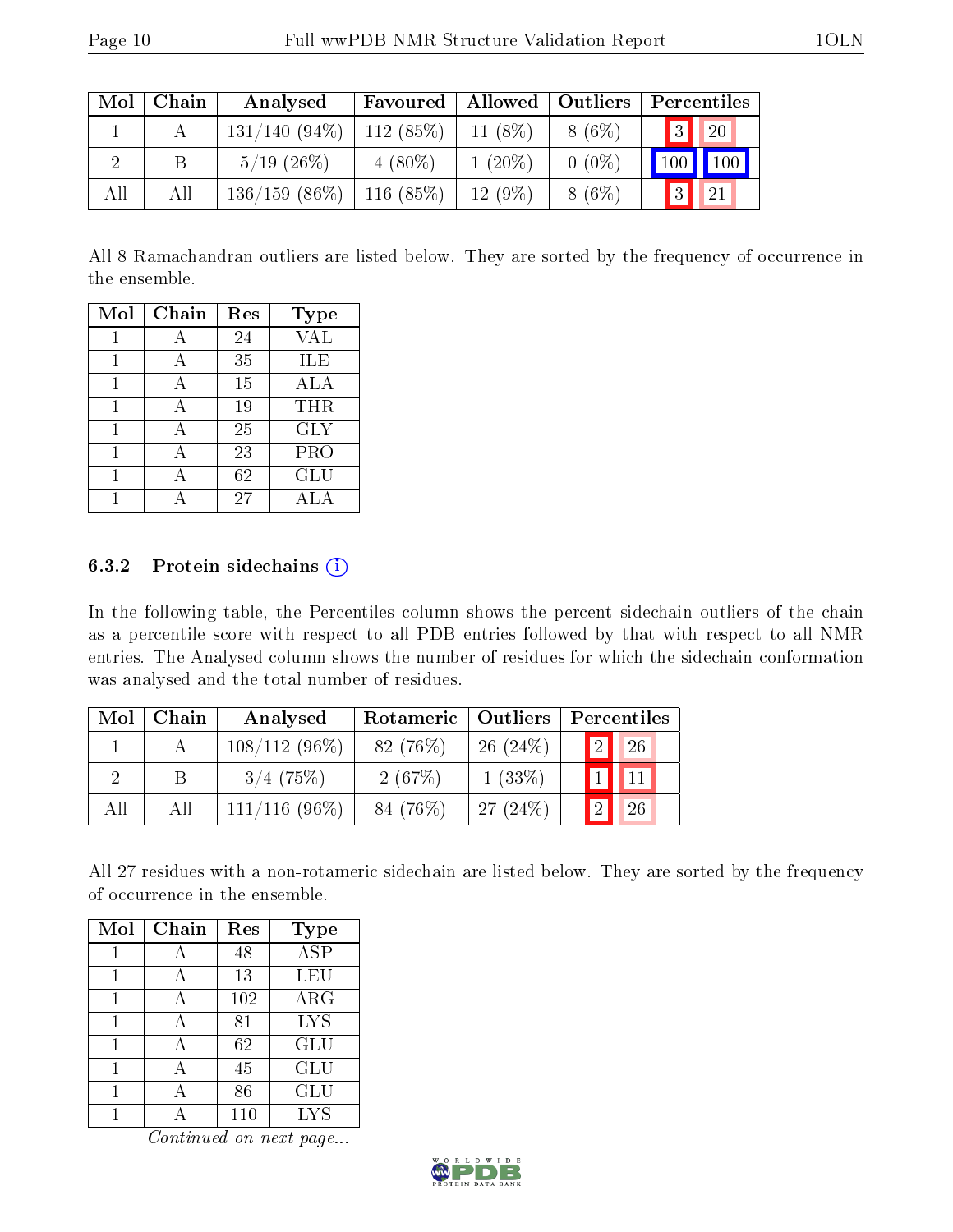| Mol | Chain | Analysed | Favoured | Allowed | Outliers | Percentiles | |
|---|---|---|---|---|---|---|---|
| 1 | A | 131/140 (94%) | 112 (85%) | 11 (8%) | 8 (6%) | 3 | 20 |
| 2 | B | 5/19 (26%) | 4 (80%) | 1 (20%) | 0 (0%) | 100 | 100 |
| All | All | 136/159 (86%) | 116 (85%) | 12 (9%) | 8 (6%) | 3 | 21 |

All 8 Ramachandran outliers are listed below. They are sorted by the frequency of occurrence in the ensemble.

| Mol | Chain | Res | Type |
|---|---|---|---|
| 1 | A | 24 | VAL |
| 1 | A | 35 | ILE |
| 1 | A | 15 | ALA |
| 1 | A | 19 | THR |
| 1 | A | 25 | GLY |
| 1 | A | 23 | PRO |
| 1 | A | 62 | GLU |
| 1 | A | 27 | ALA |

### 6.3.2 Protein sidechains

In the following table, the Percentiles column shows the percent sidechain outliers of the chain as a percentile score with respect to all PDB entries followed by that with respect to all NMR entries. The Analysed column shows the number of residues for which the sidechain conformation was analysed and the total number of residues.

| Mol | Chain | Analysed | Rotameric | Outliers | Percentiles | |
|---|---|---|---|---|---|---|
| 1 | A | 108/112 (96%) | 82 (76%) | 26 (24%) | 2 | 26 |
| 2 | B | 3/4 (75%) | 2 (67%) | 1 (33%) | 1 | 11 |
| All | All | 111/116 (96%) | 84 (76%) | 27 (24%) | 2 | 26 |

All 27 residues with a non-rotameric sidechain are listed below. They are sorted by the frequency of occurrence in the ensemble.

| Mol | Chain | Res | Type |
|---|---|---|---|
| 1 | A | 48 | ASP |
| 1 | A | 13 | LEU |
| 1 | A | 102 | ARG |
| 1 | A | 81 | LYS |
| 1 | A | 62 | GLU |
| 1 | A | 45 | GLU |
| 1 | A | 86 | GLU |
| 1 | A | 110 | LYS |

*Continued on next page...*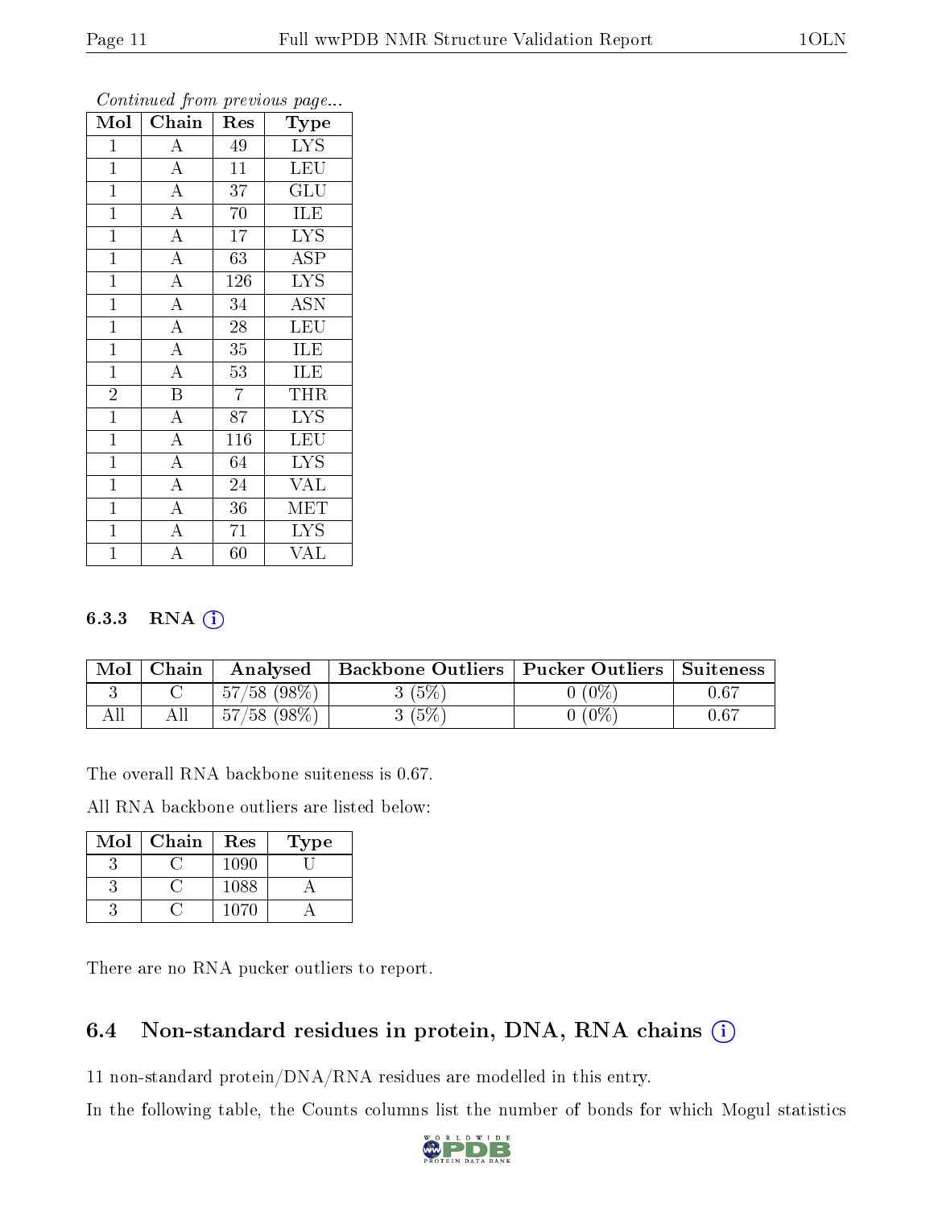*Continued from previous page...*

| Mol | Chain | Res | Type |
|---|---|---|---|
| 1 | A | 49 | LYS |
| 1 | A | 11 | LEU |
| 1 | A | 37 | GLU |
| 1 | A | 70 | ILE |
| 1 | A | 17 | LYS |
| 1 | A | 63 | ASP |
| 1 | A | 126 | LYS |
| 1 | A | 34 | ASN |
| 1 | A | 28 | LEU |
| 1 | A | 35 | ILE |
| 1 | A | 53 | ILE |
| 2 | B | 7 | THR |
| 1 | A | 87 | LYS |
| 1 | A | 116 | LEU |
| 1 | A | 64 | LYS |
| 1 | A | 24 | VAL |
| 1 | A | 36 | MET |
| 1 | A | 71 | LYS |
| 1 | A | 60 | VAL |

### 6.3.3 RNA (i)

| Mol | Chain | Analysed | Backbone Outliers | Pucker Outliers | Suiteness |
|---|---|---|---|---|---|
| 3 | C | 57/58 (98%) | 3 (5%) | 0 (0%) | 0.67 |
| All | All | 57/58 (98%) | 3 (5%) | 0 (0%) | 0.67 |

The overall RNA backbone suiteness is 0.67.

All RNA backbone outliers are listed below:

| Mol | Chain | Res | Type |
|---|---|---|---|
| 3 | C | 1090 | U |
| 3 | C | 1088 | A |
| 3 | C | 1070 | A |

There are no RNA pucker outliers to report.

## 6.4 Non-standard residues in protein, DNA, RNA chains (i)

11 non-standard protein/DNA/RNA residues are modelled in this entry.

In the following table, the Counts columns list the number of bonds for which Mogul statistics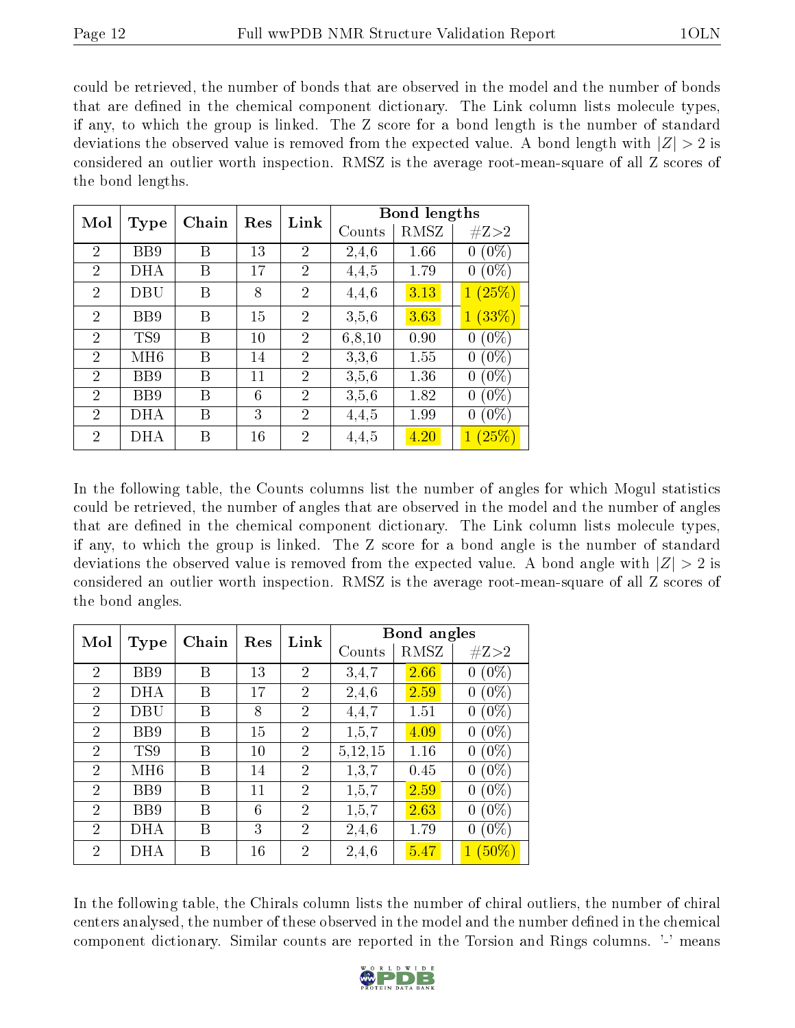could be retrieved, the number of bonds that are observed in the model and the number of bonds that are defined in the chemical component dictionary. The Link column lists molecule types, if any, to which the group is linked. The Z score for a bond length is the number of standard deviations the observed value is removed from the expected value. A bond length with $|Z| > 2$ is considered an outlier worth inspection. RMSZ is the average root-mean-square of all Z scores of the bond lengths.

| Mol | Type | Chain | Res | Link | Bond lengths | | |
|---|---|---|---|---|---|---|---|
| | | | | | Counts | RMSZ | #Z>2 |
| 2 | BB9 | B | 13 | 2 | 2,4,6 | 1.66 | 0 (0%) |
| 2 | DHA | B | 17 | 2 | 4,4,5 | 1.79 | 0 (0%) |
| 2 | DBU | B | 8 | 2 | 4,4,6 | 3.13 | 1 (25%) |
| 2 | BB9 | B | 15 | 2 | 3,5,6 | 3.63 | 1 (33%) |
| 2 | TS9 | B | 10 | 2 | 6,8,10 | 0.90 | 0 (0%) |
| 2 | MH6 | B | 14 | 2 | 3,3,6 | 1.55 | 0 (0%) |
| 2 | BB9 | B | 11 | 2 | 3,5,6 | 1.36 | 0 (0%) |
| 2 | BB9 | B | 6 | 2 | 3,5,6 | 1.82 | 0 (0%) |
| 2 | DHA | B | 3 | 2 | 4,4,5 | 1.99 | 0 (0%) |
| 2 | DHA | B | 16 | 2 | 4,4,5 | 4.20 | 1 (25%) |

In the following table, the Counts columns list the number of angles for which Mogul statistics could be retrieved, the number of angles that are observed in the model and the number of angles that are defined in the chemical component dictionary. The Link column lists molecule types, if any, to which the group is linked. The Z score for a bond angle is the number of standard deviations the observed value is removed from the expected value. A bond angle with $|Z| > 2$ is considered an outlier worth inspection. RMSZ is the average root-mean-square of all Z scores of the bond angles.

| Mol | Type | Chain | Res | Link | Bond angles | | |
|---|---|---|---|---|---|---|---|
| | | | | | Counts | RMSZ | #Z>2 |
| 2 | BB9 | B | 13 | 2 | 3,4,7 | 2.66 | 0 (0%) |
| 2 | DHA | B | 17 | 2 | 2,4,6 | 2.59 | 0 (0%) |
| 2 | DBU | B | 8 | 2 | 4,4,7 | 1.51 | 0 (0%) |
| 2 | BB9 | B | 15 | 2 | 1,5,7 | 4.09 | 0 (0%) |
| 2 | TS9 | B | 10 | 2 | 5,12,15 | 1.16 | 0 (0%) |
| 2 | MH6 | B | 14 | 2 | 1,3,7 | 0.45 | 0 (0%) |
| 2 | BB9 | B | 11 | 2 | 1,5,7 | 2.59 | 0 (0%) |
| 2 | BB9 | B | 6 | 2 | 1,5,7 | 2.63 | 0 (0%) |
| 2 | DHA | B | 3 | 2 | 2,4,6 | 1.79 | 0 (0%) |
| 2 | DHA | B | 16 | 2 | 2,4,6 | 5.47 | 1 (50%) |

In the following table, the Chirals column lists the number of chiral outliers, the number of chiral centers analysed, the number of these observed in the model and the number defined in the chemical component dictionary. Similar counts are reported in the Torsion and Rings columns. '-' means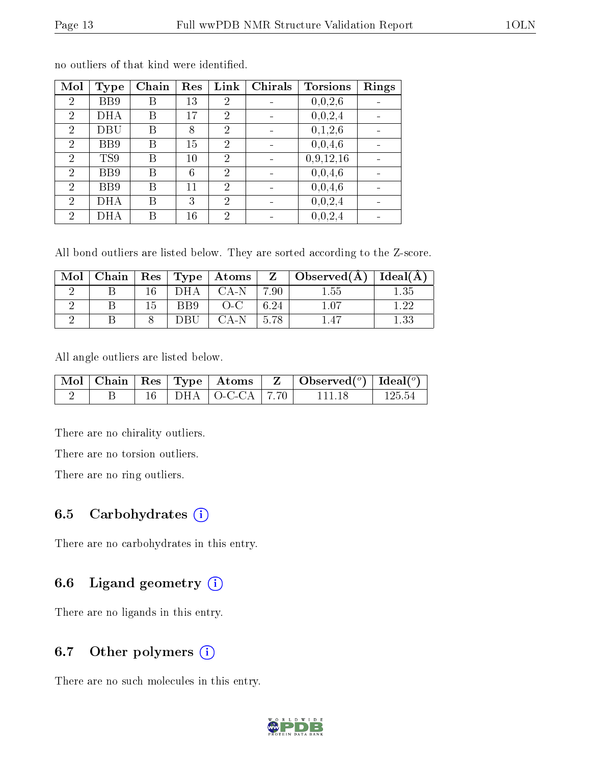no outliers of that kind were identified.

| Mol | Type | Chain | Res | Link | Chirals | Torsions | Rings |
|---|---|---|---|---|---|---|---|
| 2 | BB9 | B | 13 | 2 | - | 0,0,2,6 | - |
| 2 | DHA | B | 17 | 2 | - | 0,0,2,4 | - |
| 2 | DBU | B | 8 | 2 | - | 0,1,2,6 | - |
| 2 | BB9 | B | 15 | 2 | - | 0,0,4,6 | - |
| 2 | TS9 | B | 10 | 2 | - | 0,9,12,16 | - |
| 2 | BB9 | B | 6 | 2 | - | 0,0,4,6 | - |
| 2 | BB9 | B | 11 | 2 | - | 0,0,4,6 | - |
| 2 | DHA | B | 3 | 2 | - | 0,0,2,4 | - |
| 2 | DHA | B | 16 | 2 | - | 0,0,2,4 | - |

All bond outliers are listed below. They are sorted according to the Z-score.

| Mol | Chain | Res | Type | Atoms | Z | Observed(Å) | Ideal(Å) |
|---|---|---|---|---|---|---|---|
| 2 | B | 16 | DHA | CA-N | 7.90 | 1.55 | 1.35 |
| 2 | B | 15 | BB9 | O-C | 6.24 | 1.07 | 1.22 |
| 2 | B | 8 | DBU | CA-N | 5.78 | 1.47 | 1.33 |

All angle outliers are listed below.

| Mol | Chain | Res | Type | Atoms | Z | Observed($^o$) | Ideal($^o$) |
|---|---|---|---|---|---|---|---|
| 2 | B | 16 | DHA | O-C-CA | 7.70 | 111.18 | 125.54 |

There are no chirality outliers.

There are no torsion outliers.

There are no ring outliers.

## 6.5 Carbohydrates

There are no carbohydrates in this entry.

## 6.6 Ligand geometry

There are no ligands in this entry.

## 6.7 Other polymers

There are no such molecules in this entry.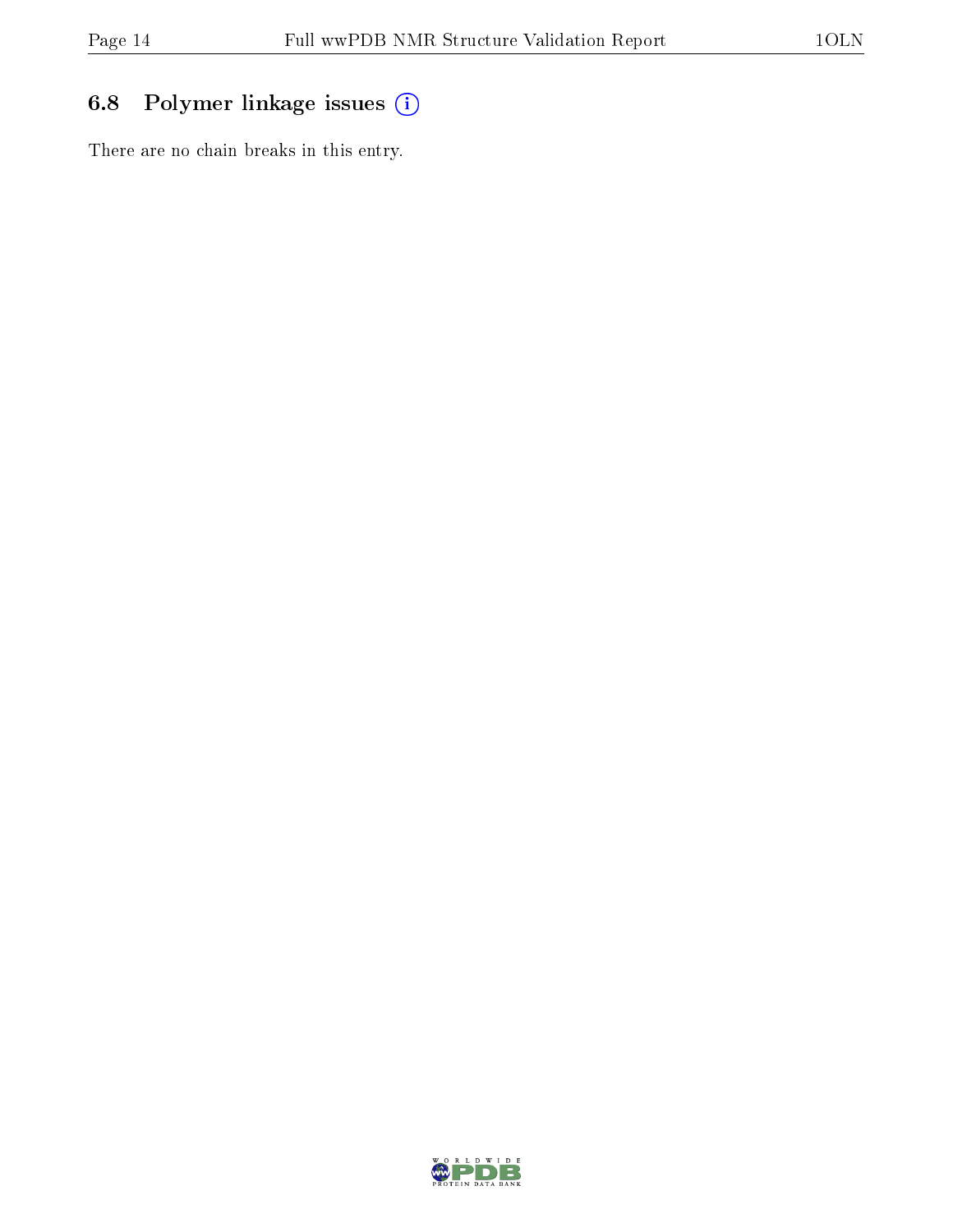### 6.8 Polymer linkage issues

There are no chain breaks in this entry.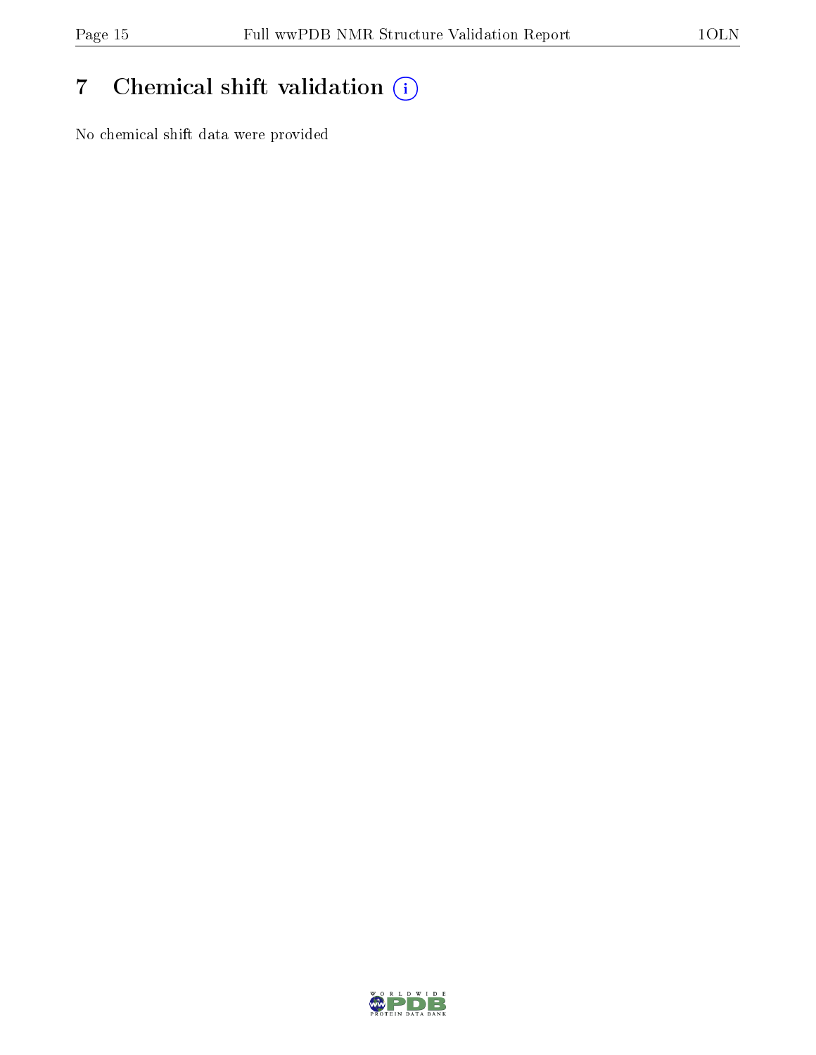# 7 Chemical shift validation

No chemical shift data were provided